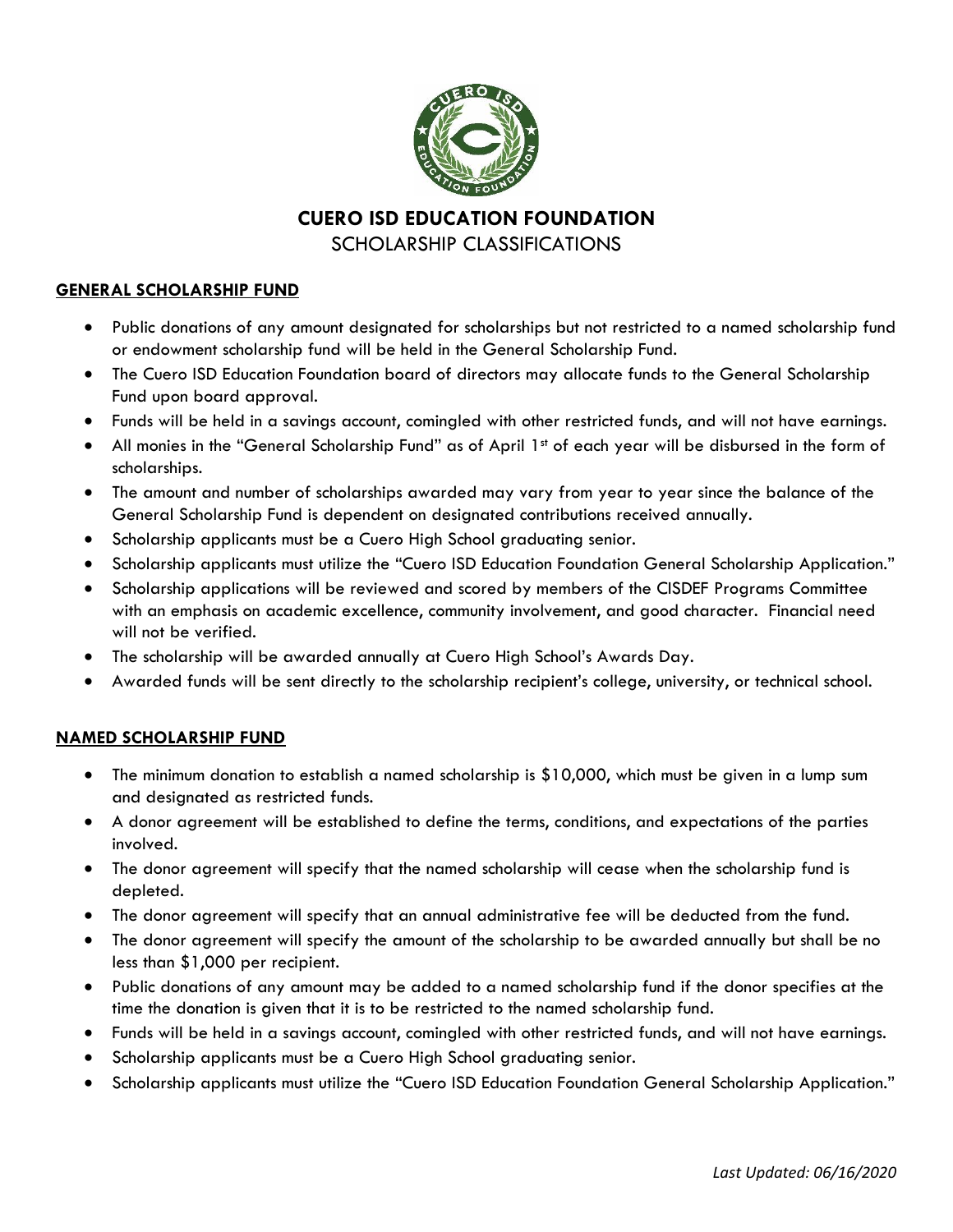# CUERO ISD EDUCATION FOUNDATION

## SCHOLARSHIP CLASSIFICATIONS

### GENERAL SCHOLARSHIP FUND

- Public donations of any amount designated for scholarships but not restricted to a named scholarship fund or endowment scholarship fund will be held in the General Scholarship Fund.
- The Cuero ISD Education Foundation board of directors may allocate funds to the General Scholarship Fund upon board approval.
- Funds will be held in a savings account, comingled with other restricted funds, and will not have earnings.
- All monies in the "General Scholarship Fund" as of April 1st of each year will be disbursed in the form of scholarships.
- The amount and number of scholarships awarded may vary from year to year since the balance of the General Scholarship Fund is dependent on designated contributions received annually.
- Scholarship applicants must be a Cuero High School graduating senior.
- Scholarship applicants must utilize the "Cuero ISD Education Foundation General Scholarship Application."
- Scholarship applications will be reviewed and scored by members of the CISDEF Programs Committee with an emphasis on academic excellence, community involvement, and good character. Financial need will not be verified.
- The scholarship will be awarded annually at Cuero High School's Awards Day.
- Awarded funds will be sent directly to the scholarship recipient's college, university, or technical school.

### NAMED SCHOLARSHIP FUND

- The minimum donation to establish a named scholarship is $10,000, which must be given in a lump sum and designated as restricted funds.
- A donor agreement will be established to define the terms, conditions, and expectations of the parties involved.
- The donor agreement will specify that the named scholarship will cease when the scholarship fund is depleted.
- The donor agreement will specify that an annual administrative fee will be deducted from the fund.
- The donor agreement will specify the amount of the scholarship to be awarded annually but shall be no less than $1,000 per recipient.
- Public donations of any amount may be added to a named scholarship fund if the donor specifies at the time the donation is given that it is to be restricted to the named scholarship fund.
- Funds will be held in a savings account, comingled with other restricted funds, and will not have earnings.
- Scholarship applicants must be a Cuero High School graduating senior.
- Scholarship applicants must utilize the "Cuero ISD Education Foundation General Scholarship Application."

*Last Updated: 06/16/2020*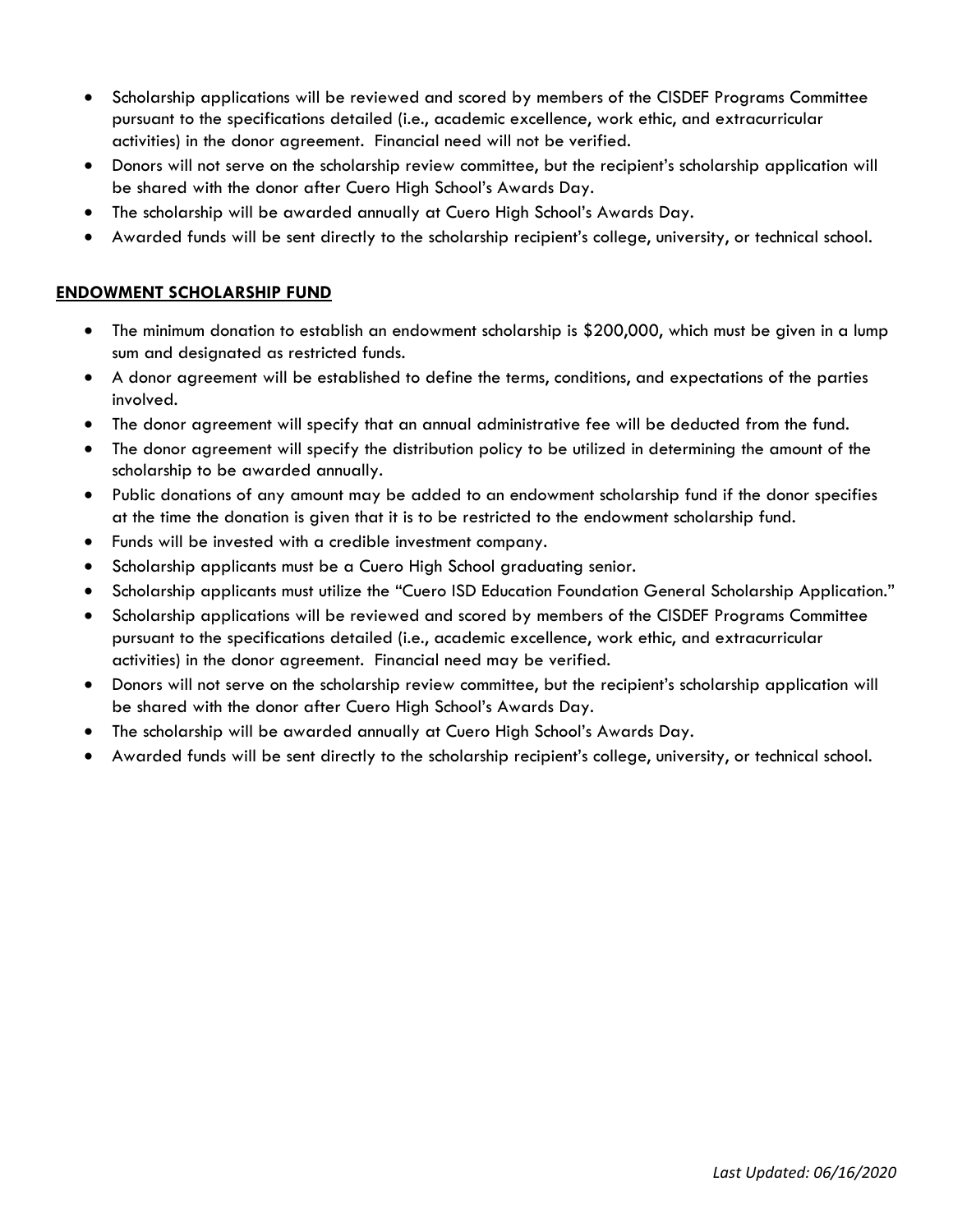- Scholarship applications will be reviewed and scored by members of the CISDEF Programs Committee pursuant to the specifications detailed (i.e., academic excellence, work ethic, and extracurricular activities) in the donor agreement. Financial need will not be verified.
- Donors will not serve on the scholarship review committee, but the recipient's scholarship application will be shared with the donor after Cuero High School's Awards Day.
- The scholarship will be awarded annually at Cuero High School's Awards Day.
- Awarded funds will be sent directly to the scholarship recipient's college, university, or technical school.

**ENDOWMENT SCHOLARSHIP FUND**

- The minimum donation to establish an endowment scholarship is $200,000, which must be given in a lump sum and designated as restricted funds.
- A donor agreement will be established to define the terms, conditions, and expectations of the parties involved.
- The donor agreement will specify that an annual administrative fee will be deducted from the fund.
- The donor agreement will specify the distribution policy to be utilized in determining the amount of the scholarship to be awarded annually.
- Public donations of any amount may be added to an endowment scholarship fund if the donor specifies at the time the donation is given that it is to be restricted to the endowment scholarship fund.
- Funds will be invested with a credible investment company.
- Scholarship applicants must be a Cuero High School graduating senior.
- Scholarship applicants must utilize the "Cuero ISD Education Foundation General Scholarship Application."
- Scholarship applications will be reviewed and scored by members of the CISDEF Programs Committee pursuant to the specifications detailed (i.e., academic excellence, work ethic, and extracurricular activities) in the donor agreement. Financial need may be verified.
- Donors will not serve on the scholarship review committee, but the recipient's scholarship application will be shared with the donor after Cuero High School's Awards Day.
- The scholarship will be awarded annually at Cuero High School's Awards Day.
- Awarded funds will be sent directly to the scholarship recipient's college, university, or technical school.

*Last Updated: 06/16/2020*